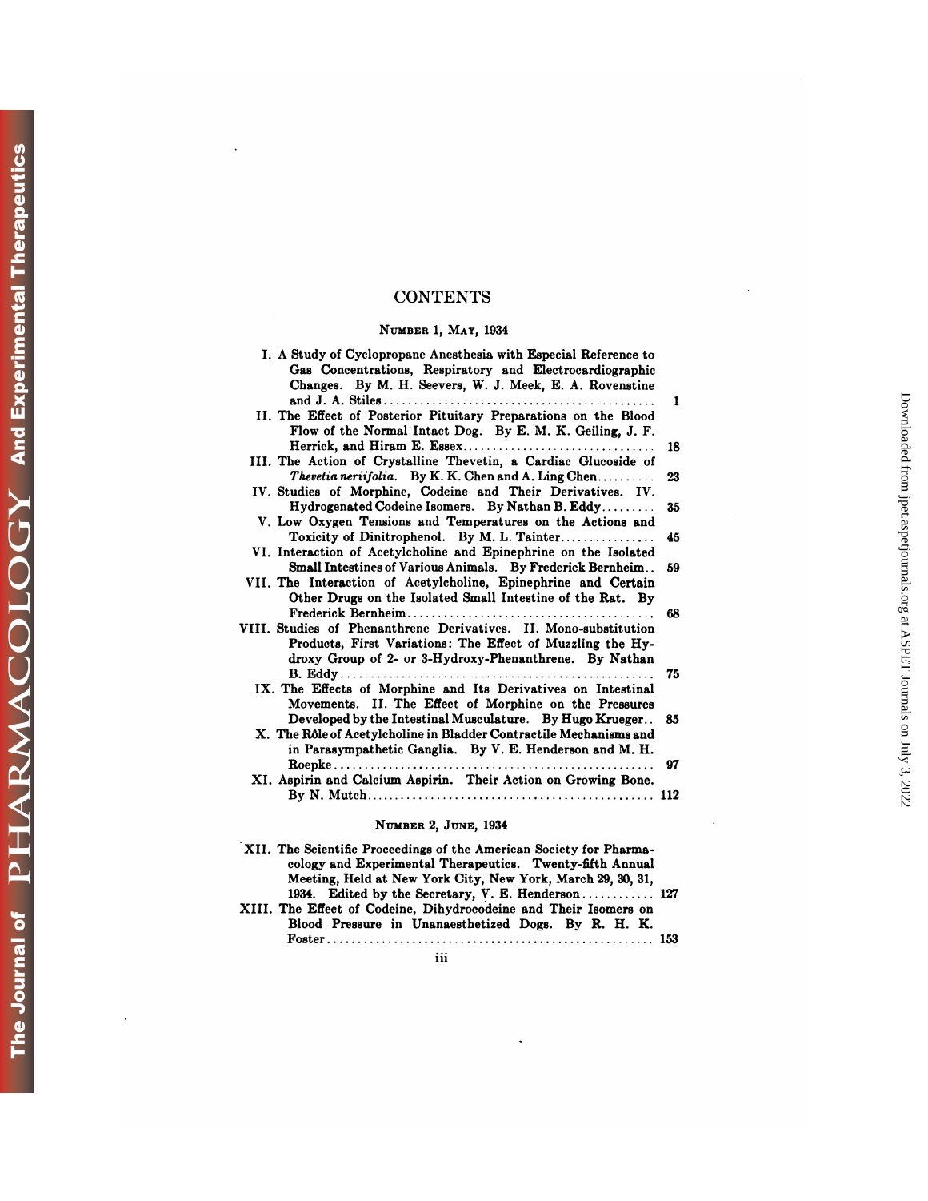# CONTENTS

## Number 1, May, 1934

I. A Study of Cyclopropane Anesthesia with Especial Reference to Gas Concentrations, Respiratory and Electrocardiographic Changes. By M. H. Seevers, W. J. Meek, E. A. Rovenstine and J. A. Stiles .......... 1

II. The Effect of Posterior Pituitary Preparations on the Blood Flow of the Normal Intact Dog. By E. M. K. Geiling, J. F. Herrick, and Hiram E. Essex .......... 18

III. The Action of Crystalline Thevetin, a Cardiac Glucoside of *Thevetia neriifolia*. By K. K. Chen and A. Ling Chen .......... 23

IV. Studies of Morphine, Codeine and Their Derivatives. IV. Hydrogenated Codeine Isomers. By Nathan B. Eddy .......... 35

V. Low Oxygen Tensions and Temperatures on the Actions and Toxicity of Dinitrophenol. By M. L. Tainter .......... 45

VI. Interaction of Acetylcholine and Epinephrine on the Isolated Small Intestines of Various Animals. By Frederick Bernheim .......... 59

VII. The Interaction of Acetylcholine, Epinephrine and Certain Other Drugs on the Isolated Small Intestine of the Rat. By Frederick Bernheim .......... 68

VIII. Studies of Phenanthrene Derivatives. II. Mono-substitution Products, First Variations: The Effect of Muzzling the Hydroxy Group of 2- or 3-Hydroxy-Phenanthrene. By Nathan B. Eddy .......... 75

IX. The Effects of Morphine and Its Derivatives on Intestinal Movements. II. The Effect of Morphine on the Pressures Developed by the Intestinal Musculature. By Hugo Krueger .......... 85

X. The Rôle of Acetylcholine in Bladder Contractile Mechanisms and in Parasympathetic Ganglia. By V. E. Henderson and M. H. Roepke .......... 97

XI. Aspirin and Calcium Aspirin. Their Action on Growing Bone. By N. Mutch .......... 112

## Number 2, June, 1934

XII. The Scientific Proceedings of the American Society for Pharmacology and Experimental Therapeutics. Twenty-fifth Annual Meeting, Held at New York City, New York, March 29, 30, 31, 1934. Edited by the Secretary, V. E. Henderson .......... 127

XIII. The Effect of Codeine, Dihydrocodeine and Their Isomers on Blood Pressure in Unanaesthetized Dogs. By R. H. K. Foster .......... 153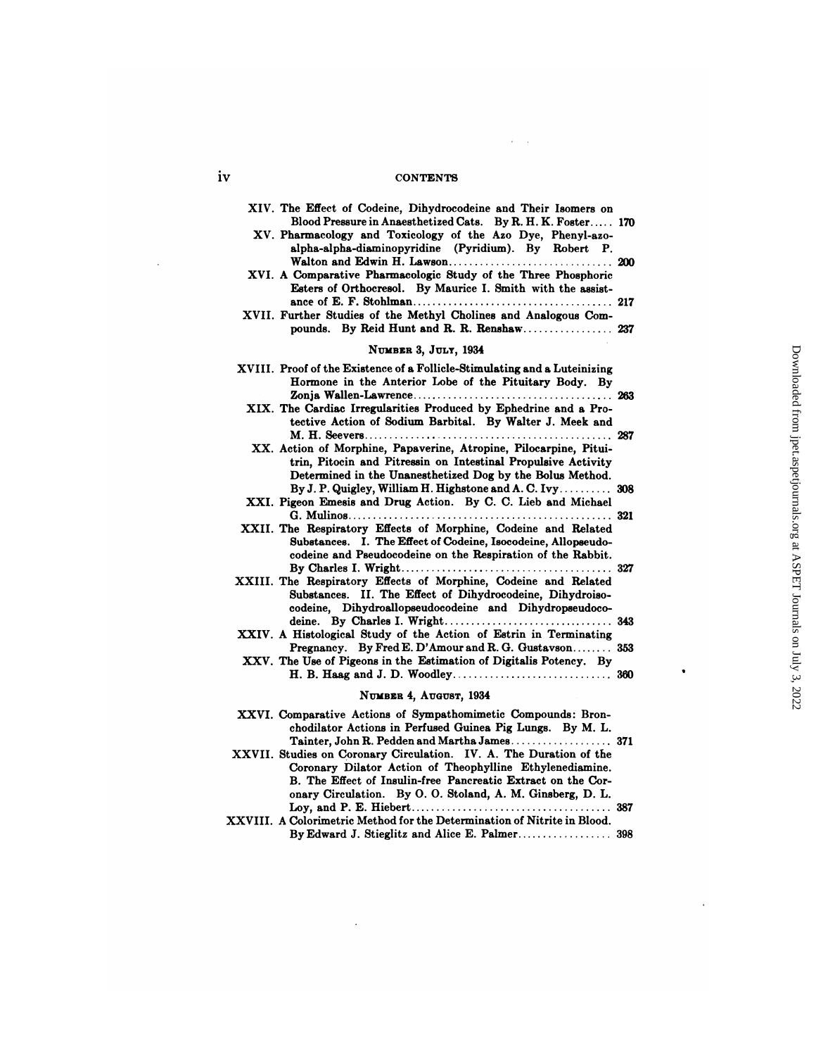XIV. The Effect of Codeine, Dihydrocodeine and Their Isomers on Blood Pressure in Anaesthetized Cats. By R. H. K. Foster..... 170

XV. Pharmacology and Toxicology of the Azo Dye, Phenyl-azo-alpha-alpha-diaminopyridine (Pyridium). By Robert P. Walton and Edwin H. Lawson.............................. 200

XVI. A Comparative Pharmacologic Study of the Three Phosphoric Esters of Orthocresol. By Maurice I. Smith with the assistance of E. F. Stohlman.................................... 217

XVII. Further Studies of the Methyl Cholines and Analogous Compounds. By Reid Hunt and R. R. Renshaw................ 237

## Number 3, July, 1934

XVIII. Proof of the Existence of a Follicle-Stimulating and a Luteinizing Hormone in the Anterior Lobe of the Pituitary Body. By Zonja Wallen-Lawrence.................................... 263

XIX. The Cardiac Irregularities Produced by Ephedrine and a Protective Action of Sodium Barbital. By Walter J. Meek and M. H. Seevers............................................ 287

XX. Action of Morphine, Papaverine, Atropine, Pilocarpine, Pituitrin, Pitocin and Pitressin on Intestinal Propulsive Activity Determined in the Unanesthetized Dog by the Bolus Method. By J. P. Quigley, William H. Highstone and A. C. Ivy.......... 308

XXI. Pigeon Emesis and Drug Action. By C. C. Lieb and Michael G. Mulinos.................................................. 321

XXII. The Respiratory Effects of Morphine, Codeine and Related Substances. I. The Effect of Codeine, Isocodeine, Allopseudocodeine and Pseudocodeine on the Respiration of the Rabbit. By Charles I. Wright......................................... 327

XXIII. The Respiratory Effects of Morphine, Codeine and Related Substances. II. The Effect of Dihydrocodeine, Dihydroisocodeine, Dihydroallopseudocodeine and Dihydropseudocodeine. By Charles I. Wright.............................. 343

XXIV. A Histological Study of the Action of Estrin in Terminating Pregnancy. By Fred E. D'Amour and R. G. Gustavson........ 353

XXV. The Use of Pigeons in the Estimation of Digitalis Potency. By H. B. Haag and J. D. Woodley............................. 360

## Number 4, August, 1934

XXVI. Comparative Actions of Sympathomimetic Compounds: Bronchodilator Actions in Perfused Guinea Pig Lungs. By M. L. Tainter, John R. Pedden and Martha James................... 371

XXVII. Studies on Coronary Circulation. IV. A. The Duration of the Coronary Dilator Action of Theophylline Ethylenediamine. B. The Effect of Insulin-free Pancreatic Extract on the Coronary Circulation. By O. O. Stoland, A. M. Ginsberg, D. L. Loy, and P. E. Hiebert...................................... 387

XXVIII. A Colorimetric Method for the Determination of Nitrite in Blood. By Edward J. Stieglitz and Alice E. Palmer.................. 398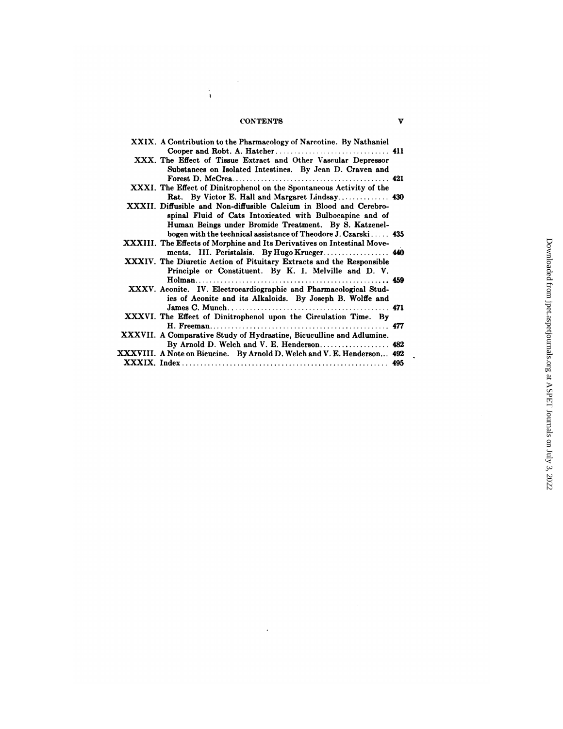XXIX. A Contribution to the Pharmacology of Narcotine. By Nathaniel Cooper and Robt. A. Hatcher ..... 411

XXX. The Effect of Tissue Extract and Other Vascular Depressor Substances on Isolated Intestines. By Jean D. Craven and Forest D. McCrea ..... 421

XXXI. The Effect of Dinitrophenol on the Spontaneous Activity of the Rat. By Victor E. Hall and Margaret Lindsay ..... 430

XXXII. Diffusible and Non-diffusible Calcium in Blood and Cerebrospinal Fluid of Cats Intoxicated with Bulbocapine and of Human Beings under Bromide Treatment. By S. Katzenelbogen with the technical assistance of Theodore J. Czarski ..... 435

XXXIII. The Effects of Morphine and Its Derivatives on Intestinal Movements. III. Peristalsis. By Hugo Krueger ..... 440

XXXIV. The Diuretic Action of Pituitary Extracts and the Responsible Principle or Constituent. By K. I. Melville and D. V. Holman ..... 459

XXXV. Aconite. IV. Electrocardiographic and Pharmacological Studies of Aconite and its Alkaloids. By Joseph B. Wolffe and James C. Munch ..... 471

XXXVI. The Effect of Dinitrophenol upon the Circulation Time. By H. Freeman ..... 477

XXXVII. A Comparative Study of Hydrastine, Bicuculline and Adlumine. By Arnold D. Welch and V. E. Henderson ..... 482

XXXVIII. A Note on Bicucine. By Arnold D. Welch and V. E. Henderson ... 492

XXXIX. Index ..... 495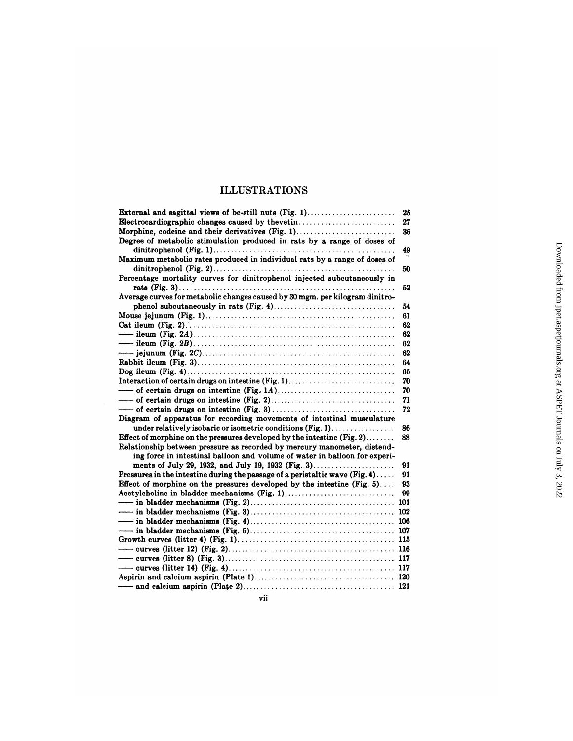# ILLUSTRATIONS

| | |
|---|---|
| External and sagittal views of be-still nuts (Fig. 1) | 25 |
| Electrocardiographic changes caused by thevetin | 27 |
| Morphine, codeine and their derivatives (Fig. 1) | 36 |
| Degree of metabolic stimulation produced in rats by a range of doses of dinitrophenol (Fig. 1) | 49 |
| Maximum metabolic rates produced in individual rats by a range of doses of dinitrophenol (Fig. 2) | 50 |
| Percentage mortality curves for dinitrophenol injected subcutaneously in rats (Fig. 3) | 52 |
| Average curves for metabolic changes caused by 30 mgm. per kilogram dinitrophenol subcutaneously in rats (Fig. 4) | 54 |
| Mouse jejunum (Fig. 1) | 61 |
| Cat ileum (Fig. 2) | 62 |
| —— ileum (Fig. 2*A*) | 62 |
| —— ileum (Fig. 2*B*) | 62 |
| —— jejunum (Fig. 2*C*) | 62 |
| Rabbit ileum (Fig. 3) | 64 |
| Dog ileum (Fig. 4) | 65 |
| Interaction of certain drugs on intestine (Fig. 1) | 70 |
| —— of certain drugs on intestine (Fig. 1*A*) | 70 |
| —— of certain drugs on intestine (Fig. 2) | 71 |
| —— of certain drugs on intestine (Fig. 3) | 72 |
| Diagram of apparatus for recording movements of intestinal musculature under relatively isobaric or isometric conditions (Fig. 1) | 86 |
| Effect of morphine on the pressures developed by the intestine (Fig. 2) | 88 |
| Relationship between pressure as recorded by mercury manometer, distending force in intestinal balloon and volume of water in balloon for experiments of July 29, 1932, and July 19, 1932 (Fig. 3) | 91 |
| Pressures in the intestine during the passage of a peristaltic wave (Fig. 4) | 91 |
| Effect of morphine on the pressures developed by the intestine (Fig. 5) | 93 |
| Acetylcholine in bladder mechanisms (Fig. 1) | 99 |
| —— in bladder mechanisms (Fig. 2) | 101 |
| —— in bladder mechanisms (Fig. 3) | 102 |
| —— in bladder mechanisms (Fig. 4) | 106 |
| —— in bladder mechanisms (Fig. 5) | 107 |
| Growth curves (litter 4) (Fig. 1) | 115 |
| —— curves (litter 12) (Fig. 2) | 116 |
| —— curves (litter 8) (Fig. 3) | 117 |
| —— curves (litter 14) (Fig. 4) | 117 |
| Aspirin and calcium aspirin (Plate 1) | 120 |
| —— and calcium aspirin (Plate 2) | 121 |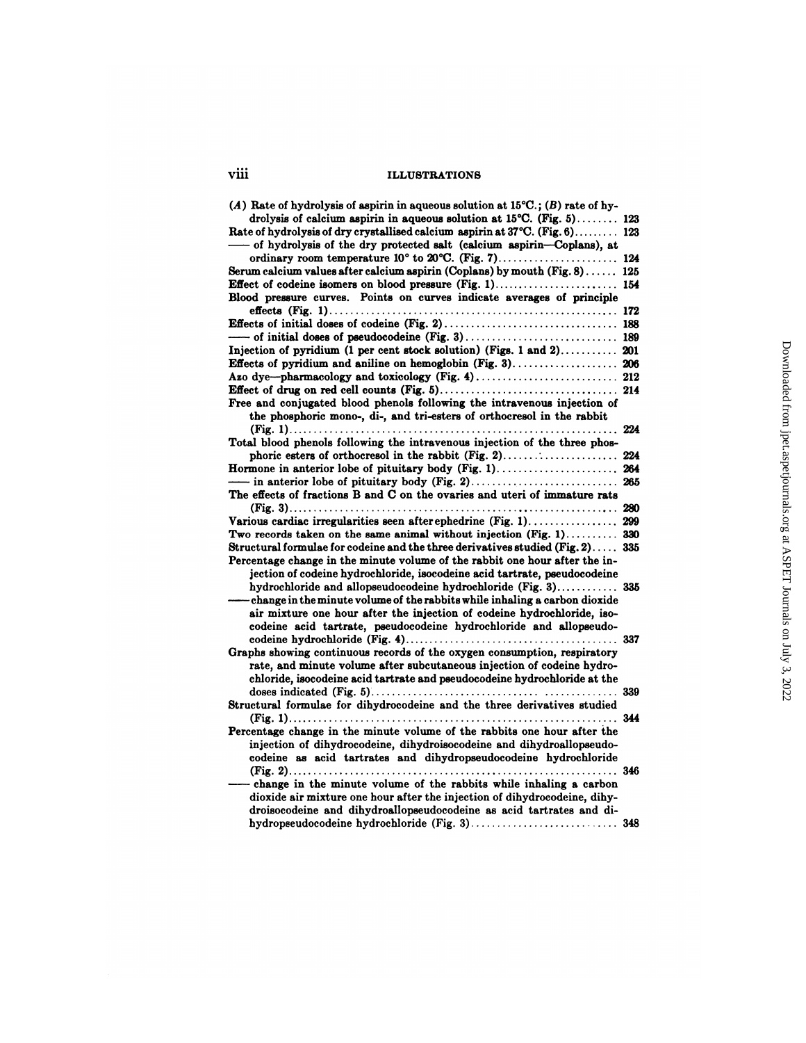# ILLUSTRATIONS

(*A*) Rate of hydrolysis of aspirin in aqueous solution at 15°C.; (*B*) rate of hydrolysis of calcium aspirin in aqueous solution at 15°C. (Fig. 5)........ 123
Rate of hydrolysis of dry crystallised calcium aspirin at 37°C. (Fig. 6)........ 123
—— of hydrolysis of the dry protected salt (calcium aspirin—Coplans), at ordinary room temperature 10° to 20°C. (Fig. 7)........................ 124
Serum calcium values after calcium aspirin (Coplans) by mouth (Fig. 8)...... 125
Effect of codeine isomers on blood pressure (Fig. 1)........................ 154
Blood pressure curves. Points on curves indicate averages of principle effects (Fig. 1)........................................................ 172
Effects of initial doses of codeine (Fig. 2)................................. 188
—— of initial doses of pseudocodeine (Fig. 3)............................ 189
Injection of pyridium (1 per cent stock solution) (Figs. 1 and 2)........... 201
Effects of pyridium and aniline on hemoglobin (Fig. 3).................... 206
Azo dye—pharmacology and toxicology (Fig. 4)............................ 212
Effect of drug on red cell counts (Fig. 5)................................. 214
Free and conjugated blood phenols following the intravenous injection of the phosphoric mono-, di-, and tri-esters of orthocresol in the rabbit (Fig. 1)............................................................... 224
Total blood phenols following the intravenous injection of the three phosphoric esters of orthocresol in the rabbit (Fig. 2)......................... 224
Hormone in anterior lobe of pituitary body (Fig. 1)........................ 264
—— in anterior lobe of pituitary body (Fig. 2)............................ 265
The effects of fractions B and C on the ovaries and uteri of immature rats (Fig. 3)............................................................... 280
Various cardiac irregularities seen after ephedrine (Fig. 1)................. 299
Two records taken on the same animal without injection (Fig. 1).......... 330
Structural formulae for codeine and the three derivatives studied (Fig. 2)..... 335
Percentage change in the minute volume of the rabbit one hour after the injection of codeine hydrochloride, isocodeine acid tartrate, pseudocodeine hydrochloride and allopseudocodeine hydrochloride (Fig. 3)............ 335
—— change in the minute volume of the rabbits while inhaling a carbon dioxide air mixture one hour after the injection of codeine hydrochloride, isocodeine acid tartrate, pseudocodeine hydrochloride and allopseudocodeine hydrochloride (Fig. 4)......................................... 337
Graphs showing continuous records of the oxygen consumption, respiratory rate, and minute volume after subcutaneous injection of codeine hydrochloride, isocodeine acid tartrate and pseudocodeine hydrochloride at the doses indicated (Fig. 5)............................................... 339
Structural formulae for dihydrocodeine and the three derivatives studied (Fig. 1)............................................................... 344
Percentage change in the minute volume of the rabbits one hour after the injection of dihydrocodeine, dihydroisocodeine and dihydroallopseudocodeine as acid tartrates and dihydropseudocodeine hydrochloride (Fig. 2)............................................................... 346
—— change in the minute volume of the rabbits while inhaling a carbon dioxide air mixture one hour after the injection of dihydrocodeine, dihydroisocodeine and dihydroallopseudocodeine as acid tartrates and dihydropseudocodeine hydrochloride (Fig. 3)............................ 348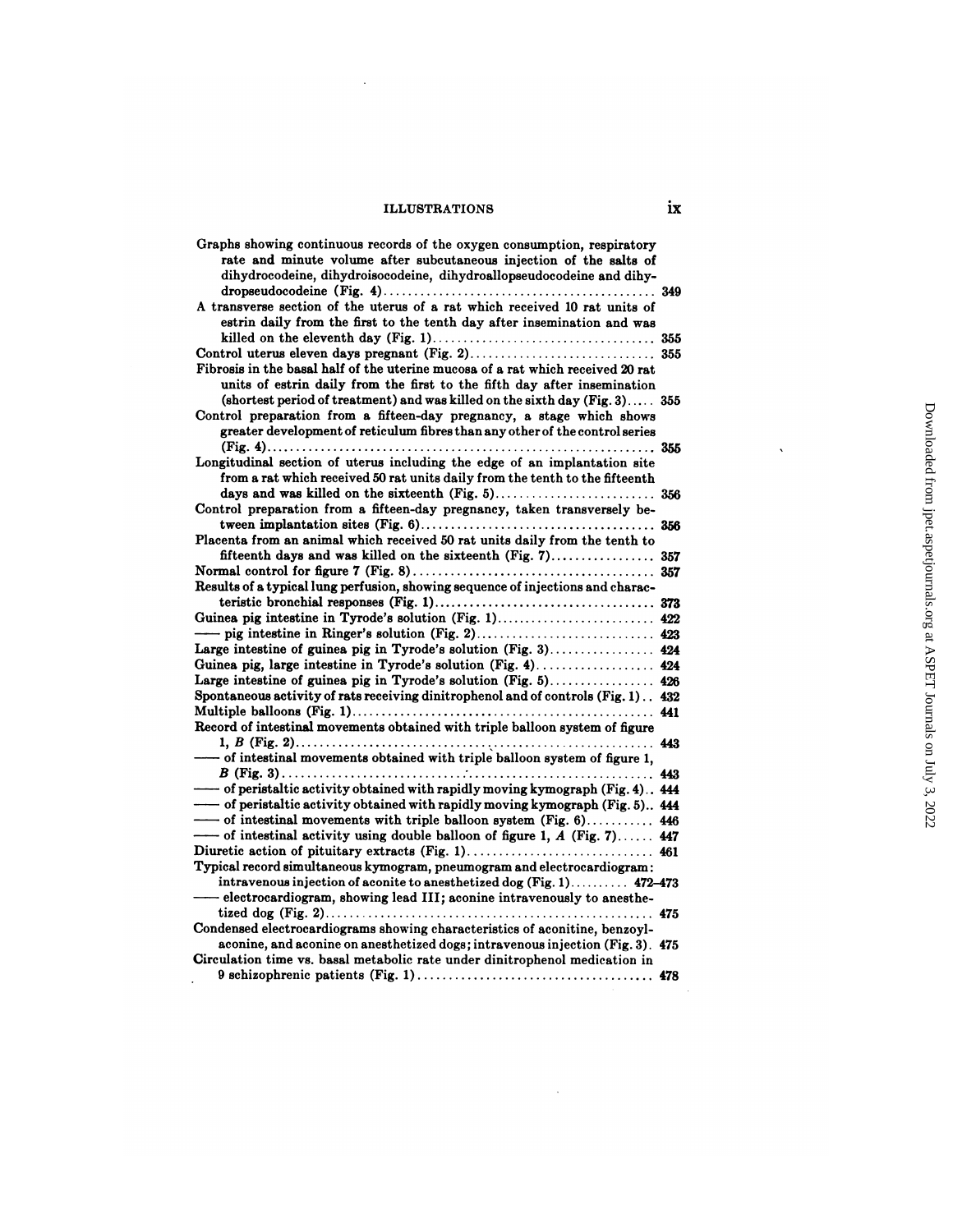Graphs showing continuous records of the oxygen consumption, respiratory rate and minute volume after subcutaneous injection of the salts of dihydrocodeine, dihydroisocodeine, dihydroallopseudocodeine and dihydropseudocodeine (Fig. 4) .......... 349

A transverse section of the uterus of a rat which received 10 rat units of estrin daily from the first to the tenth day after insemination and was killed on the eleventh day (Fig. 1) .......... 355

Control uterus eleven days pregnant (Fig. 2) .......... 355

Fibrosis in the basal half of the uterine mucosa of a rat which received 20 rat units of estrin daily from the first to the fifth day after insemination (shortest period of treatment) and was killed on the sixth day (Fig. 3) .......... 355

Control preparation from a fifteen-day pregnancy, a stage which shows greater development of reticulum fibres than any other of the control series (Fig. 4) .......... 355

Longitudinal section of uterus including the edge of an implantation site from a rat which received 50 rat units daily from the tenth to the fifteenth days and was killed on the sixteenth (Fig. 5) .......... 356

Control preparation from a fifteen-day pregnancy, taken transversely between implantation sites (Fig. 6) .......... 356

Placenta from an animal which received 50 rat units daily from the tenth to fifteenth days and was killed on the sixteenth (Fig. 7) .......... 357

Normal control for figure 7 (Fig. 8) .......... 357

Results of a typical lung perfusion, showing sequence of injections and characteristic bronchial responses (Fig. 1) .......... 373

Guinea pig intestine in Tyrode's solution (Fig. 1) .......... 422

—— pig intestine in Ringer's solution (Fig. 2) .......... 423

Large intestine of guinea pig in Tyrode's solution (Fig. 3) .......... 424

Guinea pig, large intestine in Tyrode's solution (Fig. 4) .......... 424

Large intestine of guinea pig in Tyrode's solution (Fig. 5) .......... 426

Spontaneous activity of rats receiving dinitrophenol and of controls (Fig. 1) .. 432

Multiple balloons (Fig. 1) .......... 441

Record of intestinal movements obtained with triple balloon system of figure 1, *B* (Fig. 2) .......... 443

—— of intestinal movements obtained with triple balloon system of figure 1, *B* (Fig. 3) .......... 443

—— of peristaltic activity obtained with rapidly moving kymograph (Fig. 4) .. 444

—— of peristaltic activity obtained with rapidly moving kymograph (Fig. 5) .. 444

—— of intestinal movements with triple balloon system (Fig. 6) .......... 446

—— of intestinal activity using double balloon of figure 1, *A* (Fig. 7) .......... 447

Diuretic action of pituitary extracts (Fig. 1) .......... 461

Typical record simultaneous kymogram, pneumogram and electrocardiogram: intravenous injection of aconite to anesthetized dog (Fig. 1) .......... 472–473

—— electrocardiogram, showing lead III; aconine intravenously to anesthetized dog (Fig. 2) .......... 475

Condensed electrocardiograms showing characteristics of aconitine, benzoylaconine, and aconine on anesthetized dogs; intravenous injection (Fig. 3). 475

Circulation time vs. basal metabolic rate under dinitrophenol medication in 9 schizophrenic patients (Fig. 1) .......... 478